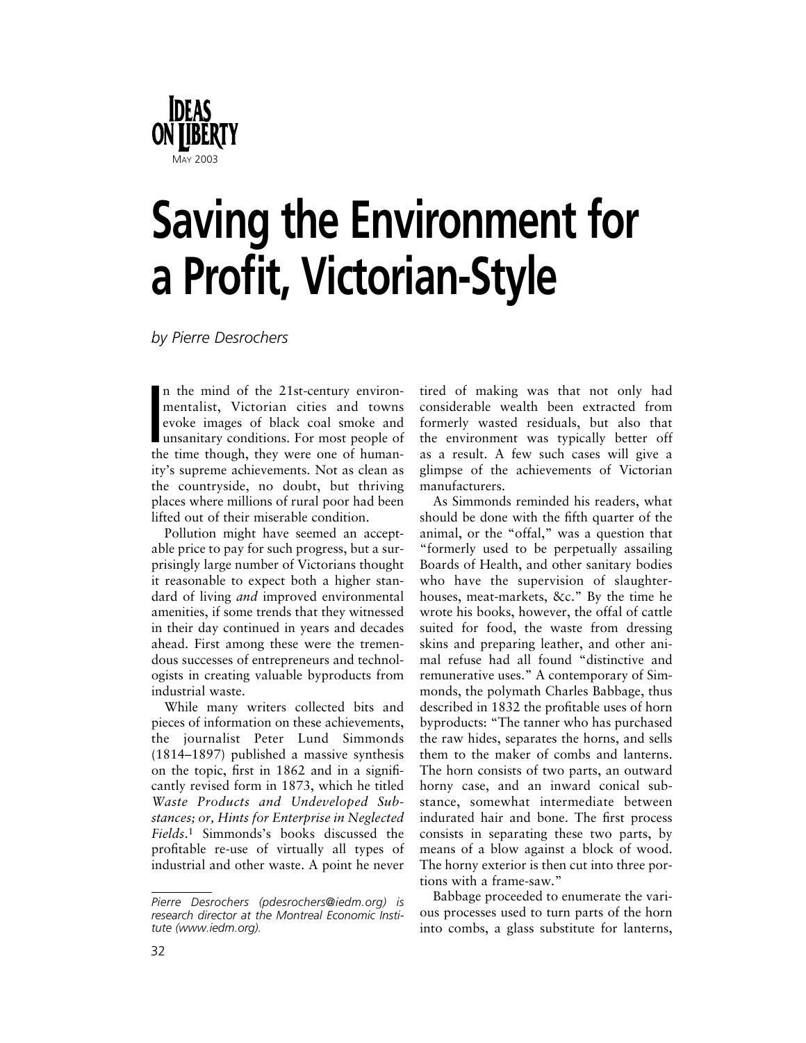# Saving the Environment for a Profit, Victorian-Style

*by Pierre Desrochers*

In the mind of the 21st-century environmentalist, Victorian cities and towns evoke images of black coal smoke and unsanitary conditions. For most people of the time though, they were one of humanity's supreme achievements. Not as clean as the countryside, no doubt, but thriving places where millions of rural poor had been lifted out of their miserable condition.

Pollution might have seemed an acceptable price to pay for such progress, but a surprisingly large number of Victorians thought it reasonable to expect both a higher standard of living *and* improved environmental amenities, if some trends that they witnessed in their day continued in years and decades ahead. First among these were the tremendous successes of entrepreneurs and technologists in creating valuable byproducts from industrial waste.

While many writers collected bits and pieces of information on these achievements, the journalist Peter Lund Simmonds (1814–1897) published a massive synthesis on the topic, first in 1862 and in a significantly revised form in 1873, which he titled *Waste Products and Undeveloped Substances; or, Hints for Enterprise in Neglected Fields.*[1] Simmonds's books discussed the profitable re-use of virtually all types of industrial and other waste. A point he never tired of making was that not only had considerable wealth been extracted from formerly wasted residuals, but also that the environment was typically better off as a result. A few such cases will give a glimpse of the achievements of Victorian manufacturers.

As Simmonds reminded his readers, what should be done with the fifth quarter of the animal, or the "offal," was a question that "formerly used to be perpetually assailing Boards of Health, and other sanitary bodies who have the supervision of slaughter-houses, meat-markets, &c." By the time he wrote his books, however, the offal of cattle suited for food, the waste from dressing skins and preparing leather, and other animal refuse had all found "distinctive and remunerative uses." A contemporary of Simmonds, the polymath Charles Babbage, thus described in 1832 the profitable uses of horn byproducts: "The tanner who has purchased the raw hides, separates the horns, and sells them to the maker of combs and lanterns. The horn consists of two parts, an outward horny case, and an inward conical substance, somewhat intermediate between indurated hair and bone. The first process consists in separating these two parts, by means of a blow against a block of wood. The horny exterior is then cut into three portions with a frame-saw."

Babbage proceeded to enumerate the various processes used to turn parts of the horn into combs, a glass substitute for lanterns,

---

*Pierre Desrochers (pdesrochers@iedm.org) is research director at the Montreal Economic Institute (www.iedm.org).*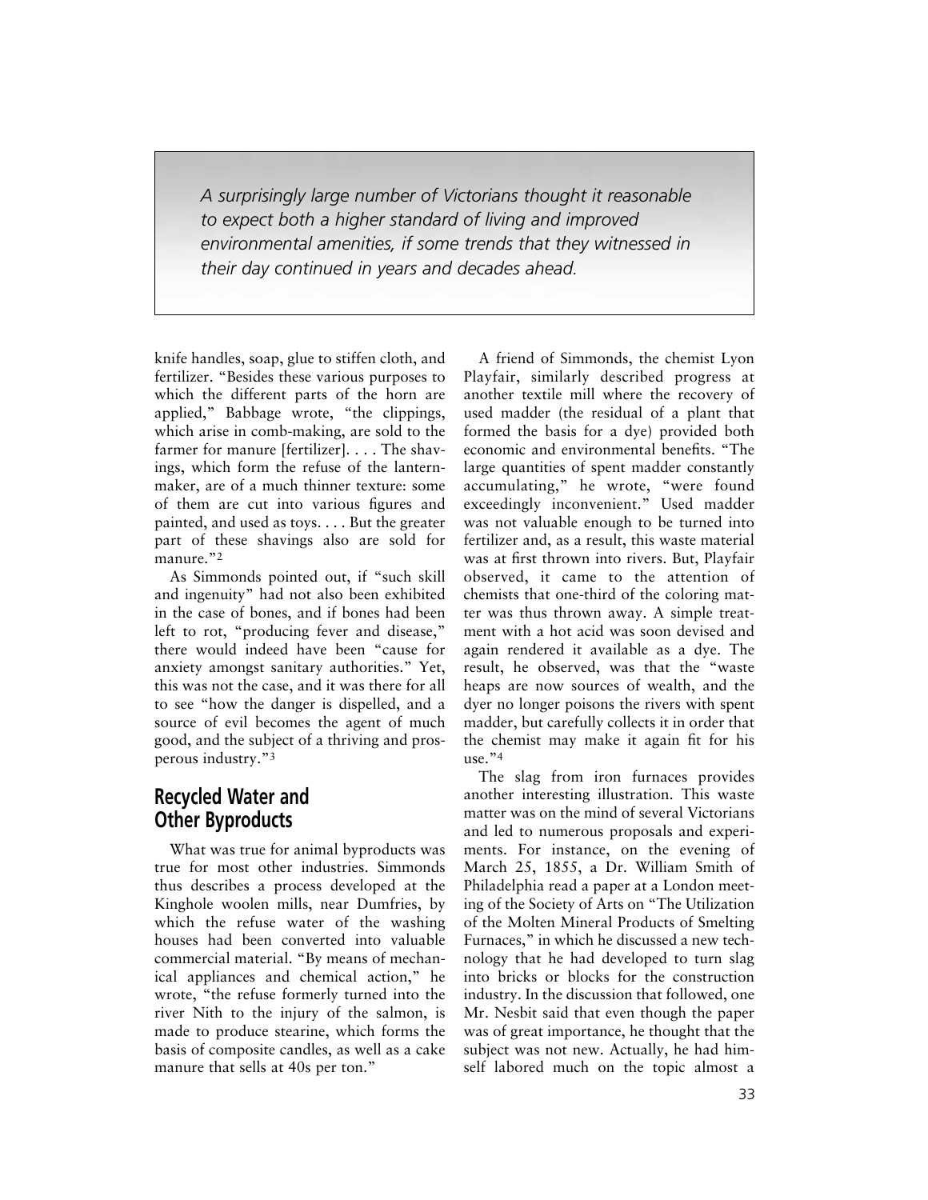> *A surprisingly large number of Victorians thought it reasonable to expect both a higher standard of living and improved environmental amenities, if some trends that they witnessed in their day continued in years and decades ahead.*

knife handles, soap, glue to stiffen cloth, and fertilizer. "Besides these various purposes to which the different parts of the horn are applied," Babbage wrote, "the clippings, which arise in comb-making, are sold to the farmer for manure [fertilizer]. . . . The shavings, which form the refuse of the lantern-maker, are of a much thinner texture: some of them are cut into various figures and painted, and used as toys. . . . But the greater part of these shavings also are sold for manure."[2]

As Simmonds pointed out, if "such skill and ingenuity" had not also been exhibited in the case of bones, and if bones had been left to rot, "producing fever and disease," there would indeed have been "cause for anxiety amongst sanitary authorities." Yet, this was not the case, and it was there for all to see "how the danger is dispelled, and a source of evil becomes the agent of much good, and the subject of a thriving and prosperous industry."[3]

## Recycled Water and Other Byproducts

What was true for animal byproducts was true for most other industries. Simmonds thus describes a process developed at the Kinghole woolen mills, near Dumfries, by which the refuse water of the washing houses had been converted into valuable commercial material. "By means of mechanical appliances and chemical action," he wrote, "the refuse formerly turned into the river Nith to the injury of the salmon, is made to produce stearine, which forms the basis of composite candles, as well as a cake manure that sells at 40s per ton."

A friend of Simmonds, the chemist Lyon Playfair, similarly described progress at another textile mill where the recovery of used madder (the residual of a plant that formed the basis for a dye) provided both economic and environmental benefits. "The large quantities of spent madder constantly accumulating," he wrote, "were found exceedingly inconvenient." Used madder was not valuable enough to be turned into fertilizer and, as a result, this waste material was at first thrown into rivers. But, Playfair observed, it came to the attention of chemists that one-third of the coloring matter was thus thrown away. A simple treatment with a hot acid was soon devised and again rendered it available as a dye. The result, he observed, was that the "waste heaps are now sources of wealth, and the dyer no longer poisons the rivers with spent madder, but carefully collects it in order that the chemist may make it again fit for his use."[4]

The slag from iron furnaces provides another interesting illustration. This waste matter was on the mind of several Victorians and led to numerous proposals and experiments. For instance, on the evening of March 25, 1855, a Dr. William Smith of Philadelphia read a paper at a London meeting of the Society of Arts on "The Utilization of the Molten Mineral Products of Smelting Furnaces," in which he discussed a new technology that he had developed to turn slag into bricks or blocks for the construction industry. In the discussion that followed, one Mr. Nesbit said that even though the paper was of great importance, he thought that the subject was not new. Actually, he had himself labored much on the topic almost a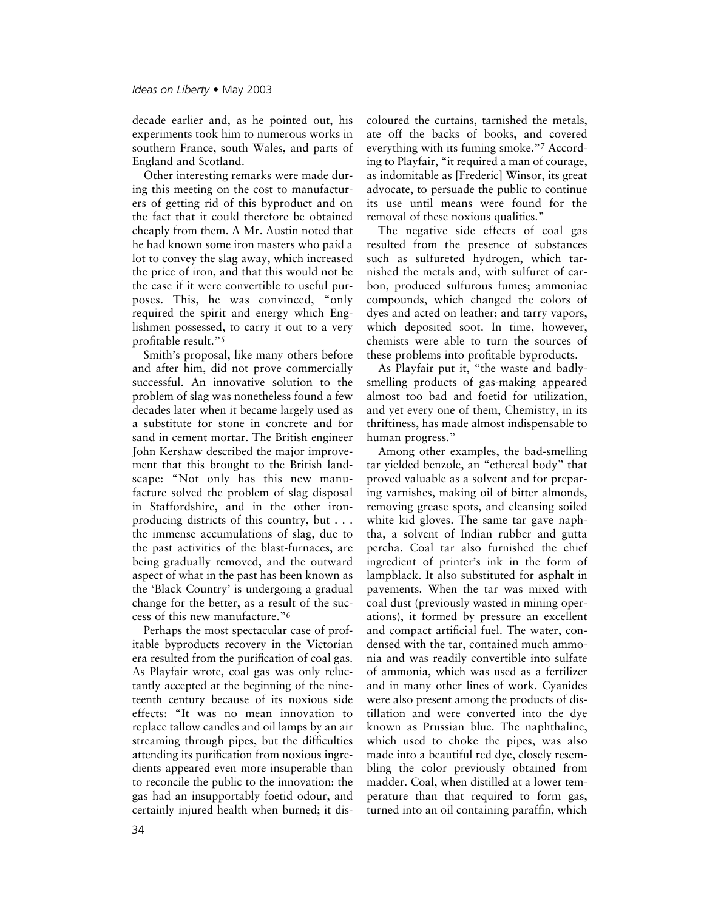decade earlier and, as he pointed out, his experiments took him to numerous works in southern France, south Wales, and parts of England and Scotland.

Other interesting remarks were made during this meeting on the cost to manufacturers of getting rid of this byproduct and on the fact that it could therefore be obtained cheaply from them. A Mr. Austin noted that he had known some iron masters who paid a lot to convey the slag away, which increased the price of iron, and that this would not be the case if it were convertible to useful purposes. This, he was convinced, "only required the spirit and energy which Englishmen possessed, to carry it out to a very profitable result."[5]

Smith's proposal, like many others before and after him, did not prove commercially successful. An innovative solution to the problem of slag was nonetheless found a few decades later when it became largely used as a substitute for stone in concrete and for sand in cement mortar. The British engineer John Kershaw described the major improvement that this brought to the British landscape: "Not only has this new manufacture solved the problem of slag disposal in Staffordshire, and in the other iron-producing districts of this country, but . . . the immense accumulations of slag, due to the past activities of the blast-furnaces, are being gradually removed, and the outward aspect of what in the past has been known as the 'Black Country' is undergoing a gradual change for the better, as a result of the success of this new manufacture."[6]

Perhaps the most spectacular case of profitable byproducts recovery in the Victorian era resulted from the purification of coal gas. As Playfair wrote, coal gas was only reluctantly accepted at the beginning of the nineteenth century because of its noxious side effects: "It was no mean innovation to replace tallow candles and oil lamps by an air streaming through pipes, but the difficulties attending its purification from noxious ingredients appeared even more insuperable than to reconcile the public to the innovation: the gas had an insupportably foetid odour, and certainly injured health when burned; it discoloured the curtains, tarnished the metals, ate off the backs of books, and covered everything with its fuming smoke."[7] According to Playfair, "it required a man of courage, as indomitable as [Frederic] Winsor, its great advocate, to persuade the public to continue its use until means were found for the removal of these noxious qualities."

The negative side effects of coal gas resulted from the presence of substances such as sulfureted hydrogen, which tarnished the metals and, with sulfuret of carbon, produced sulfurous fumes; ammoniac compounds, which changed the colors of dyes and acted on leather; and tarry vapors, which deposited soot. In time, however, chemists were able to turn the sources of these problems into profitable byproducts.

As Playfair put it, "the waste and badly-smelling products of gas-making appeared almost too bad and foetid for utilization, and yet every one of them, Chemistry, in its thriftiness, has made almost indispensable to human progress."

Among other examples, the bad-smelling tar yielded benzole, an "ethereal body" that proved valuable as a solvent and for preparing varnishes, making oil of bitter almonds, removing grease spots, and cleansing soiled white kid gloves. The same tar gave naphtha, a solvent of Indian rubber and gutta percha. Coal tar also furnished the chief ingredient of printer's ink in the form of lampblack. It also substituted for asphalt in pavements. When the tar was mixed with coal dust (previously wasted in mining operations), it formed by pressure an excellent and compact artificial fuel. The water, condensed with the tar, contained much ammonia and was readily convertible into sulfate of ammonia, which was used as a fertilizer and in many other lines of work. Cyanides were also present among the products of distillation and were converted into the dye known as Prussian blue. The naphthaline, which used to choke the pipes, was also made into a beautiful red dye, closely resembling the color previously obtained from madder. Coal, when distilled at a lower temperature than that required to form gas, turned into an oil containing paraffin, which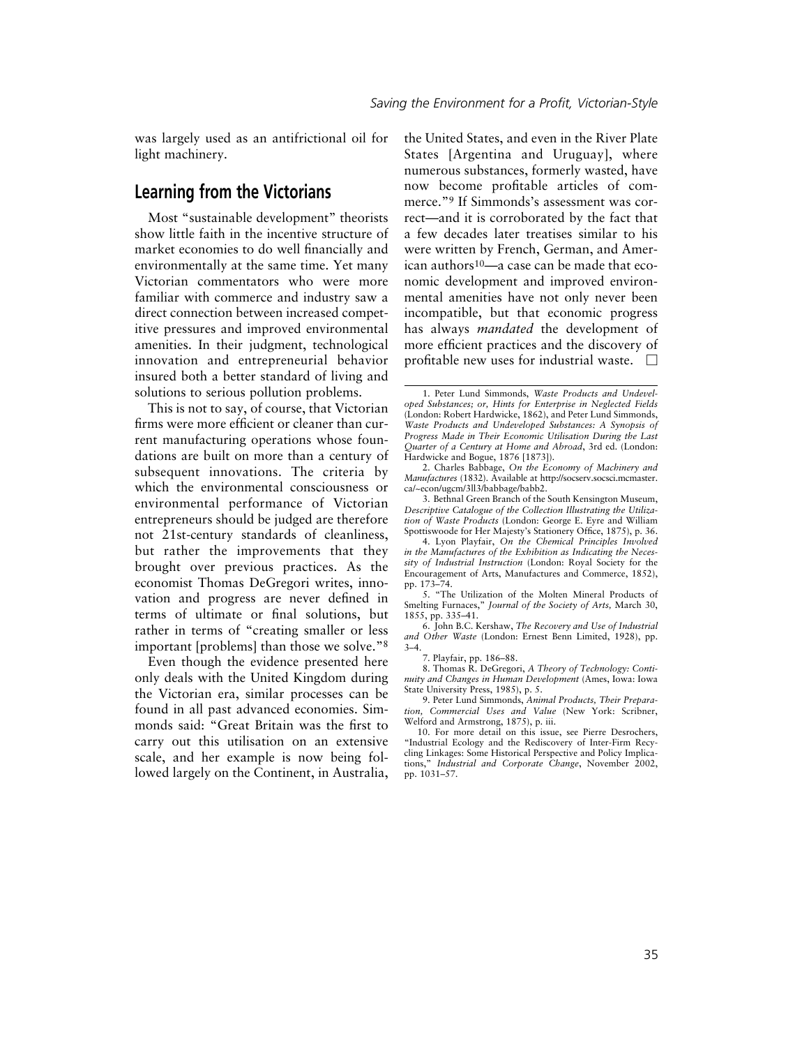was largely used as an antifrictional oil for light machinery.

## Learning from the Victorians

Most "sustainable development" theorists show little faith in the incentive structure of market economies to do well financially and environmentally at the same time. Yet many Victorian commentators who were more familiar with commerce and industry saw a direct connection between increased competitive pressures and improved environmental amenities. In their judgment, technological innovation and entrepreneurial behavior insured both a better standard of living and solutions to serious pollution problems.

This is not to say, of course, that Victorian firms were more efficient or cleaner than current manufacturing operations whose foundations are built on more than a century of subsequent innovations. The criteria by which the environmental consciousness or environmental performance of Victorian entrepreneurs should be judged are therefore not 21st-century standards of cleanliness, but rather the improvements that they brought over previous practices. As the economist Thomas DeGregori writes, innovation and progress are never defined in terms of ultimate or final solutions, but rather in terms of "creating smaller or less important [problems] than those we solve."[8]

Even though the evidence presented here only deals with the United Kingdom during the Victorian era, similar processes can be found in all past advanced economies. Simmonds said: "Great Britain was the first to carry out this utilisation on an extensive scale, and her example is now being followed largely on the Continent, in Australia, the United States, and even in the River Plate States [Argentina and Uruguay], where numerous substances, formerly wasted, have now become profitable articles of commerce."[9] If Simmonds's assessment was correct—and it is corroborated by the fact that a few decades later treatises similar to his were written by French, German, and American authors[10]—a case can be made that economic development and improved environmental amenities have not only never been incompatible, but that economic progress has always *mandated* the development of more efficient practices and the discovery of profitable new uses for industrial waste. □

---

1. Peter Lund Simmonds, *Waste Products and Undeveloped Substances; or, Hints for Enterprise in Neglected Fields* (London: Robert Hardwicke, 1862), and Peter Lund Simmonds, *Waste Products and Undeveloped Substances: A Synopsis of Progress Made in Their Economic Utilisation During the Last Quarter of a Century at Home and Abroad*, 3rd ed. (London: Hardwicke and Bogue, 1876 [1873]).

2. Charles Babbage, *On the Economy of Machinery and Manufactures* (1832). Available at http://socserv.socsci.mcmaster.ca/~econ/ugcm/3ll3/babbage/babb2.

3. Bethnal Green Branch of the South Kensington Museum, *Descriptive Catalogue of the Collection Illustrating the Utilization of Waste Products* (London: George E. Eyre and William Spottiswoode for Her Majesty's Stationery Office, 1875), p. 36.

4. Lyon Playfair, *On the Chemical Principles Involved in the Manufactures of the Exhibition as Indicating the Necessity of Industrial Instruction* (London: Royal Society for the Encouragement of Arts, Manufactures and Commerce, 1852), pp. 173–74.

5. "The Utilization of the Molten Mineral Products of Smelting Furnaces," *Journal of the Society of Arts,* March 30, 1855, pp. 335–41.

6. John B.C. Kershaw, *The Recovery and Use of Industrial and Other Waste* (London: Ernest Benn Limited, 1928), pp. 3–4.

7. Playfair, pp. 186–88.

8. Thomas R. DeGregori, *A Theory of Technology: Continuity and Changes in Human Development* (Ames, Iowa: Iowa State University Press, 1985), p. 5.

9. Peter Lund Simmonds, *Animal Products, Their Preparation, Commercial Uses and Value* (New York: Scribner, Welford and Armstrong, 1875), p. iii.

10. For more detail on this issue, see Pierre Desrochers, "Industrial Ecology and the Rediscovery of Inter-Firm Recycling Linkages: Some Historical Perspective and Policy Implications," *Industrial and Corporate Change*, November 2002, pp. 1031–57.